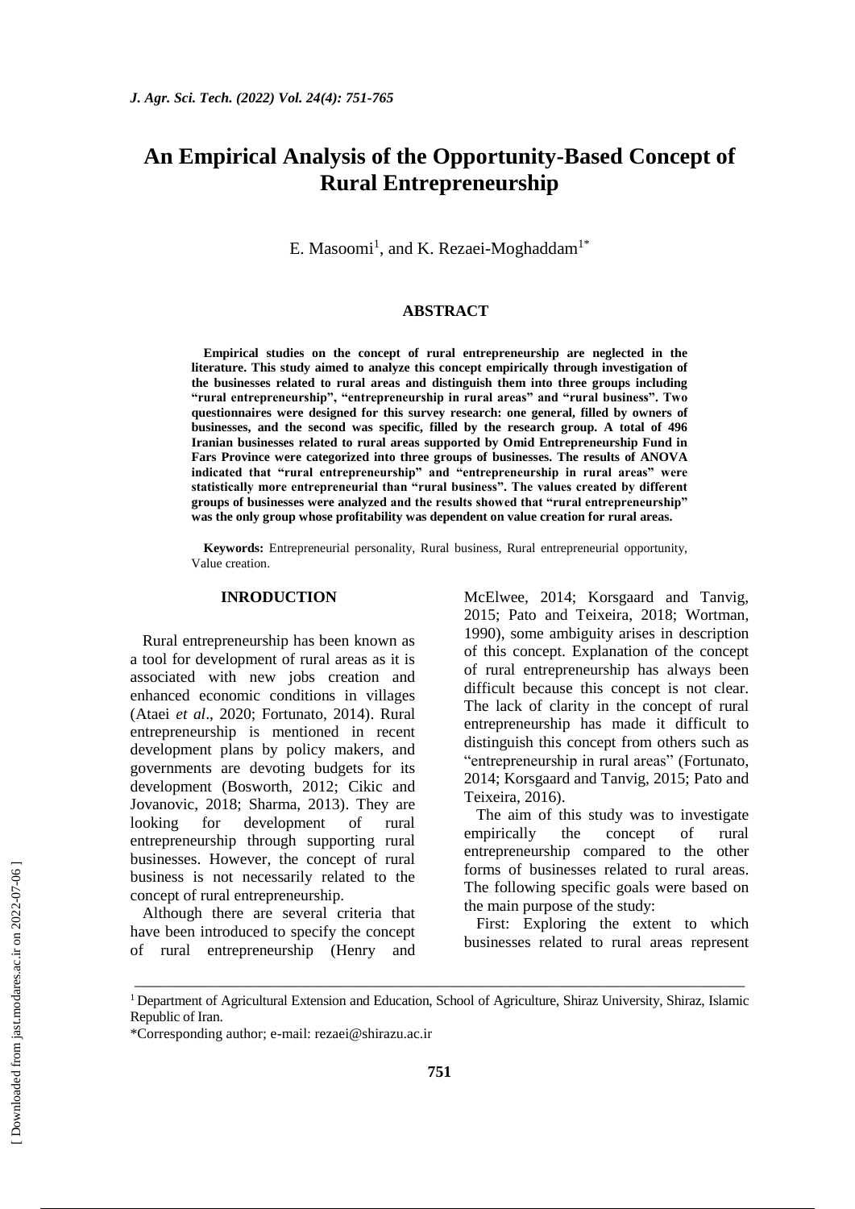# An Empirical Analysis of the Opportunity-Based Concept of Rural Entrepreneurship

E. Masoomi[1], and K. Rezaei-Moghaddam[1*]

## ABSTRACT

**Empirical studies on the concept of rural entrepreneurship are neglected in the literature. This study aimed to analyze this concept empirically through investigation of the businesses related to rural areas and distinguish them into three groups including "rural entrepreneurship", "entrepreneurship in rural areas" and "rural business". Two questionnaires were designed for this survey research: one general, filled by owners of businesses, and the second was specific, filled by the research group. A total of 496 Iranian businesses related to rural areas supported by Omid Entrepreneurship Fund in Fars Province were categorized into three groups of businesses. The results of ANOVA indicated that "rural entrepreneurship" and "entrepreneurship in rural areas" were statistically more entrepreneurial than "rural business". The values created by different groups of businesses were analyzed and the results showed that "rural entrepreneurship" was the only group whose profitability was dependent on value creation for rural areas.**

**Keywords:** Entrepreneurial personality, Rural business, Rural entrepreneurial opportunity, Value creation.

## INRODUCTION

Rural entrepreneurship has been known as a tool for development of rural areas as it is associated with new jobs creation and enhanced economic conditions in villages (Ataei *et al*., 2020; Fortunato, 2014). Rural entrepreneurship is mentioned in recent development plans by policy makers, and governments are devoting budgets for its development (Bosworth, 2012; Cikic and Jovanovic, 2018; Sharma, 2013). They are looking for development of rural entrepreneurship through supporting rural businesses. However, the concept of rural business is not necessarily related to the concept of rural entrepreneurship.

Although there are several criteria that have been introduced to specify the concept of rural entrepreneurship (Henry and McElwee, 2014; Korsgaard and Tanvig, 2015; Pato and Teixeira, 2018; Wortman, 1990), some ambiguity arises in description of this concept. Explanation of the concept of rural entrepreneurship has always been difficult because this concept is not clear. The lack of clarity in the concept of rural entrepreneurship has made it difficult to distinguish this concept from others such as "entrepreneurship in rural areas" (Fortunato, 2014; Korsgaard and Tanvig, 2015; Pato and Teixeira, 2016).

The aim of this study was to investigate empirically the concept of rural entrepreneurship compared to the other forms of businesses related to rural areas. The following specific goals were based on the main purpose of the study:

First: Exploring the extent to which businesses related to rural areas represent

---

[1] Department of Agricultural Extension and Education, School of Agriculture, Shiraz University, Shiraz, Islamic Republic of Iran.

*Corresponding author; e-mail: rezaei@shirazu.ac.ir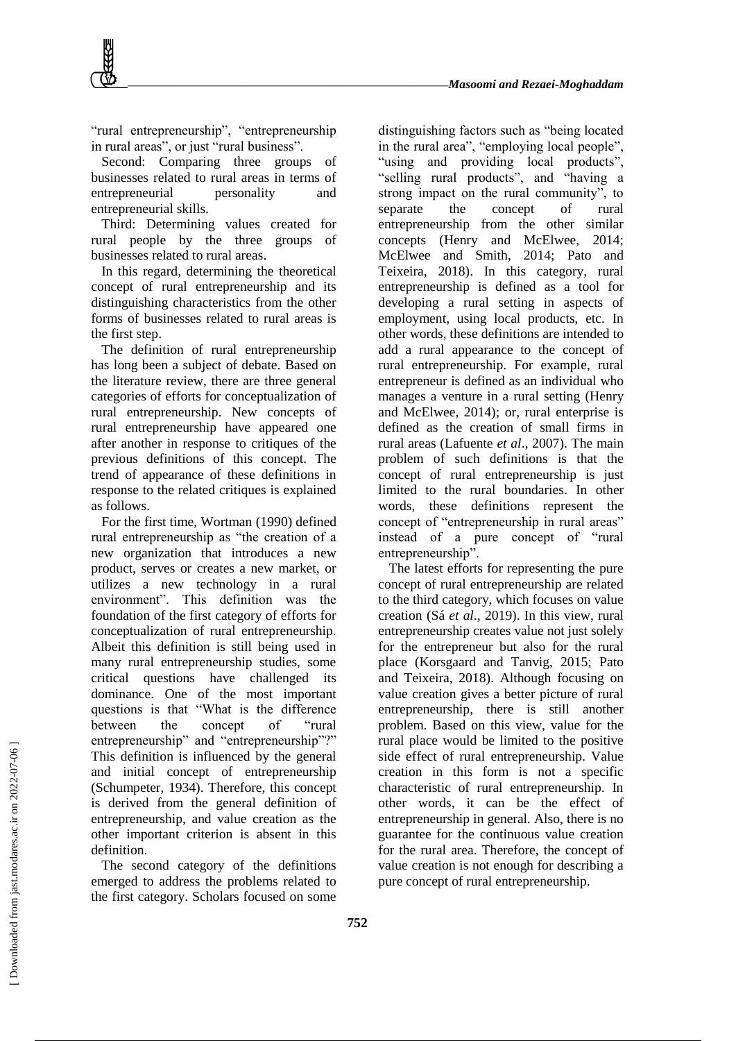"rural entrepreneurship", "entrepreneurship in rural areas", or just "rural business".

Second: Comparing three groups of businesses related to rural areas in terms of entrepreneurial personality and entrepreneurial skills.

Third: Determining values created for rural people by the three groups of businesses related to rural areas.

In this regard, determining the theoretical concept of rural entrepreneurship and its distinguishing characteristics from the other forms of businesses related to rural areas is the first step.

The definition of rural entrepreneurship has long been a subject of debate. Based on the literature review, there are three general categories of efforts for conceptualization of rural entrepreneurship. New concepts of rural entrepreneurship have appeared one after another in response to critiques of the previous definitions of this concept. The trend of appearance of these definitions in response to the related critiques is explained as follows.

For the first time, Wortman (1990) defined rural entrepreneurship as "the creation of a new organization that introduces a new product, serves or creates a new market, or utilizes a new technology in a rural environment". This definition was the foundation of the first category of efforts for conceptualization of rural entrepreneurship. Albeit this definition is still being used in many rural entrepreneurship studies, some critical questions have challenged its dominance. One of the most important questions is that "What is the difference between the concept of "rural entrepreneurship" and "entrepreneurship"?" This definition is influenced by the general and initial concept of entrepreneurship (Schumpeter, 1934). Therefore, this concept is derived from the general definition of entrepreneurship, and value creation as the other important criterion is absent in this definition.

The second category of the definitions emerged to address the problems related to the first category. Scholars focused on some distinguishing factors such as "being located in the rural area", "employing local people", "using and providing local products", "selling rural products", and "having a strong impact on the rural community", to separate the concept of rural entrepreneurship from the other similar concepts (Henry and McElwee, 2014; McElwee and Smith, 2014; Pato and Teixeira, 2018). In this category, rural entrepreneurship is defined as a tool for developing a rural setting in aspects of employment, using local products, etc. In other words, these definitions are intended to add a rural appearance to the concept of rural entrepreneurship. For example, rural entrepreneur is defined as an individual who manages a venture in a rural setting (Henry and McElwee, 2014); or, rural enterprise is defined as the creation of small firms in rural areas (Lafuente *et al*., 2007). The main problem of such definitions is that the concept of rural entrepreneurship is just limited to the rural boundaries. In other words, these definitions represent the concept of "entrepreneurship in rural areas" instead of a pure concept of "rural entrepreneurship".

The latest efforts for representing the pure concept of rural entrepreneurship are related to the third category, which focuses on value creation (Sá *et al*., 2019). In this view, rural entrepreneurship creates value not just solely for the entrepreneur but also for the rural place (Korsgaard and Tanvig, 2015; Pato and Teixeira, 2018). Although focusing on value creation gives a better picture of rural entrepreneurship, there is still another problem. Based on this view, value for the rural place would be limited to the positive side effect of rural entrepreneurship. Value creation in this form is not a specific characteristic of rural entrepreneurship. In other words, it can be the effect of entrepreneurship in general. Also, there is no guarantee for the continuous value creation for the rural area. Therefore, the concept of value creation is not enough for describing a pure concept of rural entrepreneurship.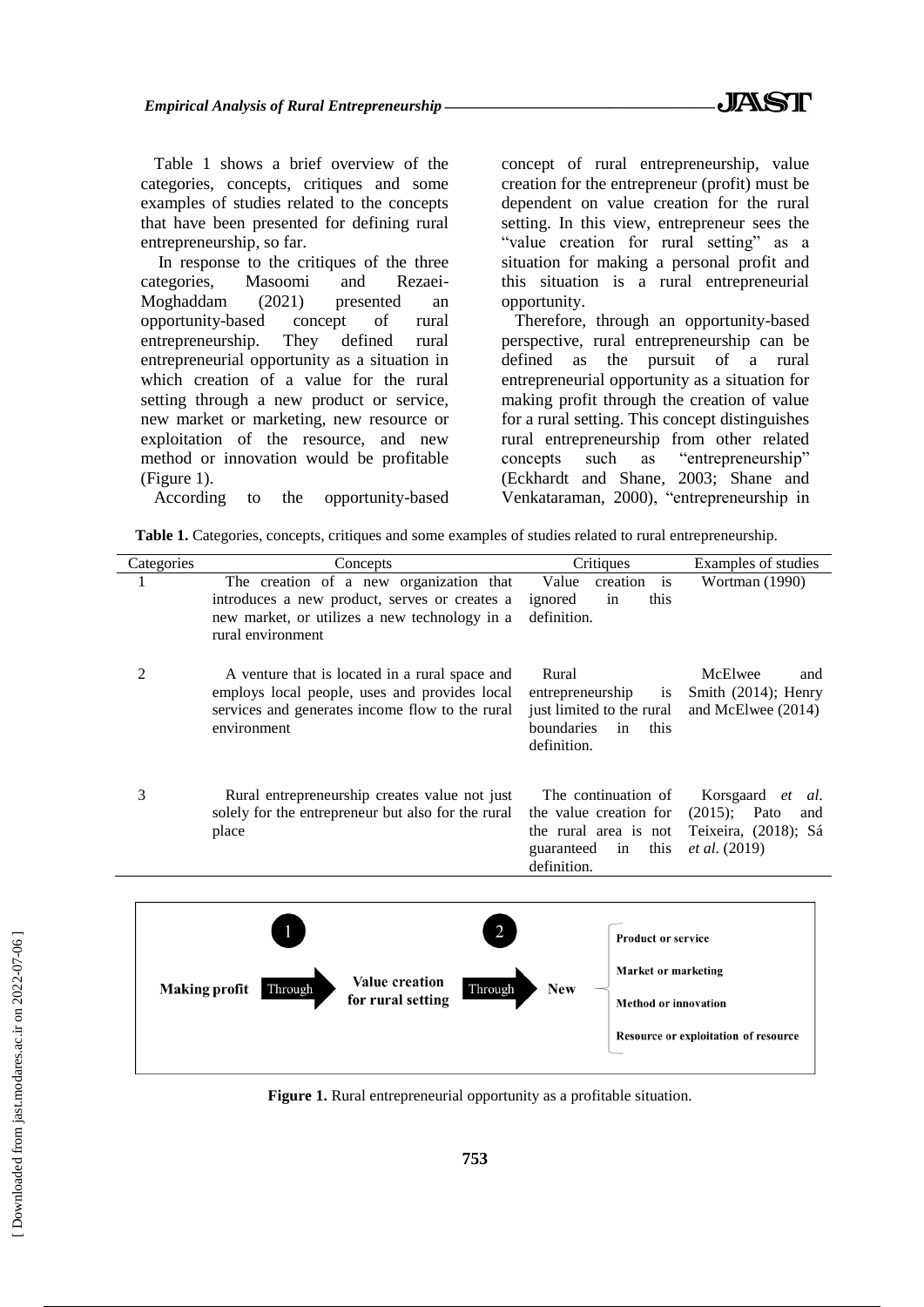Table 1 shows a brief overview of the categories, concepts, critiques and some examples of studies related to the concepts that have been presented for defining rural entrepreneurship, so far.

In response to the critiques of the three categories, Masoomi and Rezaei-Moghaddam (2021) presented an opportunity-based concept of rural entrepreneurship. They defined rural entrepreneurial opportunity as a situation in which creation of a value for the rural setting through a new product or service, new market or marketing, new resource or exploitation of the resource, and new method or innovation would be profitable (Figure 1).

According to the opportunity-based concept of rural entrepreneurship, value creation for the entrepreneur (profit) must be dependent on value creation for the rural setting. In this view, entrepreneur sees the "value creation for rural setting" as a situation for making a personal profit and this situation is a rural entrepreneurial opportunity.

Therefore, through an opportunity-based perspective, rural entrepreneurship can be defined as the pursuit of a rural entrepreneurial opportunity as a situation for making profit through the creation of value for a rural setting. This concept distinguishes rural entrepreneurship from other related concepts such as "entrepreneurship" (Eckhardt and Shane, 2003; Shane and Venkataraman, 2000), "entrepreneurship in

**Table 1.** Categories, concepts, critiques and some examples of studies related to rural entrepreneurship.

| Categories | Concepts | Critiques | Examples of studies |
|---|---|---|---|
| 1 | The creation of a new organization that introduces a new product, serves or creates a new market, or utilizes a new technology in a rural environment | Value creation is ignored in this definition. | Wortman (1990) |
| 2 | A venture that is located in a rural space and employs local people, uses and provides local services and generates income flow to the rural environment | Rural entrepreneurship is just limited to the rural boundaries in this definition. | McElwee and Smith (2014); Henry and McElwee (2014) |
| 3 | Rural entrepreneurship creates value not just solely for the entrepreneur but also for the rural place | The continuation of the value creation for the rural area is not guaranteed in this definition. | Korsgaard *et al.* (2015); Pato and Teixeira, (2018); Sá *et al.* (2019) |

Making profit → Through (1) → Value creation for rural setting → Through (2) → New: Product or service; Market or marketing; Method or innovation; Resource or exploitation of resource

**Figure 1.** Rural entrepreneurial opportunity as a profitable situation.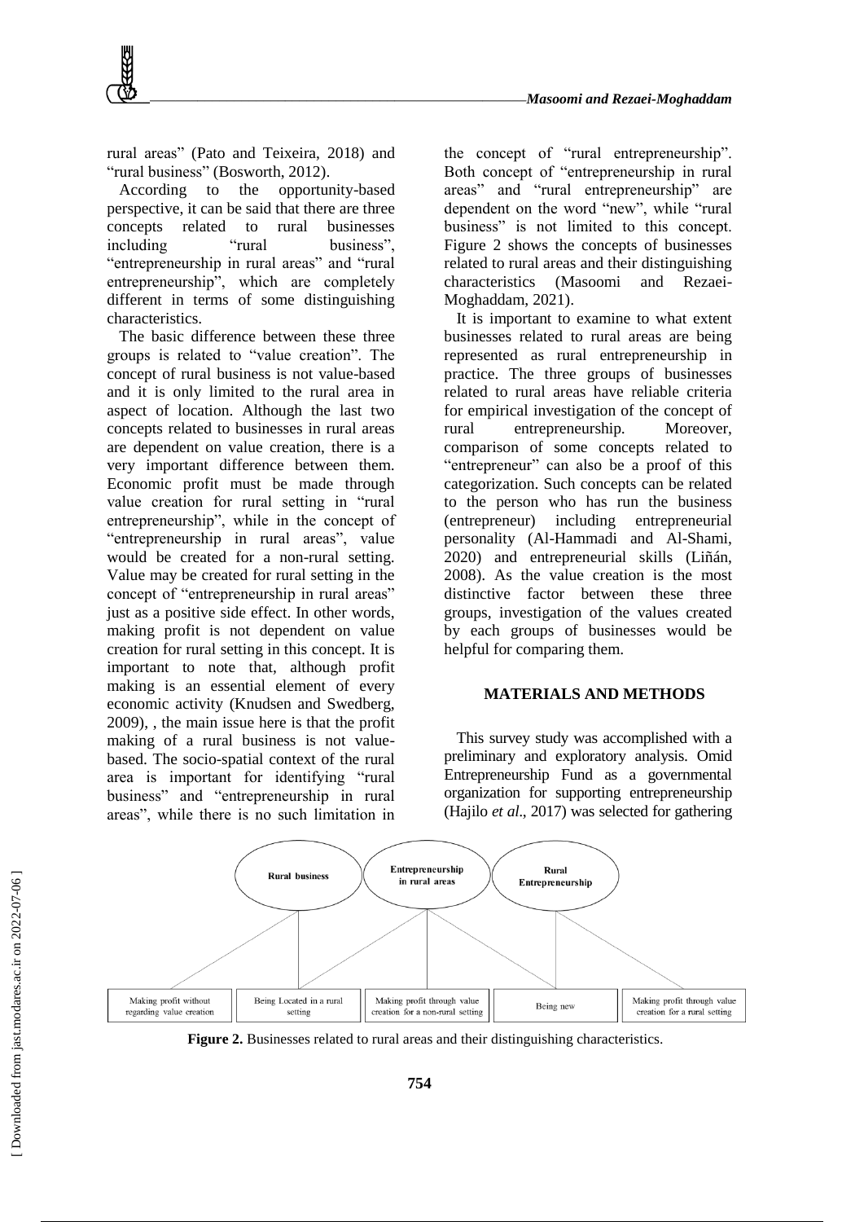rural areas" (Pato and Teixeira, 2018) and "rural business" (Bosworth, 2012).

According to the opportunity-based perspective, it can be said that there are three concepts related to rural businesses including "rural business", "entrepreneurship in rural areas" and "rural entrepreneurship", which are completely different in terms of some distinguishing characteristics.

The basic difference between these three groups is related to "value creation". The concept of rural business is not value-based and it is only limited to the rural area in aspect of location. Although the last two concepts related to businesses in rural areas are dependent on value creation, there is a very important difference between them. Economic profit must be made through value creation for rural setting in "rural entrepreneurship", while in the concept of "entrepreneurship in rural areas", value would be created for a non-rural setting. Value may be created for rural setting in the concept of "entrepreneurship in rural areas" just as a positive side effect. In other words, making profit is not dependent on value creation for rural setting in this concept. It is important to note that, although profit making is an essential element of every economic activity (Knudsen and Swedberg, 2009), , the main issue here is that the profit making of a rural business is not value-based. The socio-spatial context of the rural area is important for identifying "rural business" and "entrepreneurship in rural areas", while there is no such limitation in the concept of "rural entrepreneurship". Both concept of "entrepreneurship in rural areas" and "rural entrepreneurship" are dependent on the word "new", while "rural business" is not limited to this concept. Figure 2 shows the concepts of businesses related to rural areas and their distinguishing characteristics (Masoomi and Rezaei-Moghaddam, 2021).

It is important to examine to what extent businesses related to rural areas are being represented as rural entrepreneurship in practice. The three groups of businesses related to rural areas have reliable criteria for empirical investigation of the concept of rural entrepreneurship. Moreover, comparison of some concepts related to "entrepreneur" can also be a proof of this categorization. Such concepts can be related to the person who has run the business (entrepreneur) including entrepreneurial personality (Al-Hammadi and Al-Shami, 2020) and entrepreneurial skills (Liñán, 2008). As the value creation is the most distinctive factor between these three groups, investigation of the values created by each groups of businesses would be helpful for comparing them.

## MATERIALS AND METHODS

This survey study was accomplished with a preliminary and exploratory analysis. Omid Entrepreneurship Fund as a governmental organization for supporting entrepreneurship (Hajilo *et al*., 2017) was selected for gathering

Rural business | Entrepreneurship in rural areas | Rural Entrepreneurship

Making profit without regarding value creation | Being Located in a rural setting | Making profit through value creation for a non-rural setting | Being new | Making profit through value creation for a rural setting

**Figure 2.** Businesses related to rural areas and their distinguishing characteristics.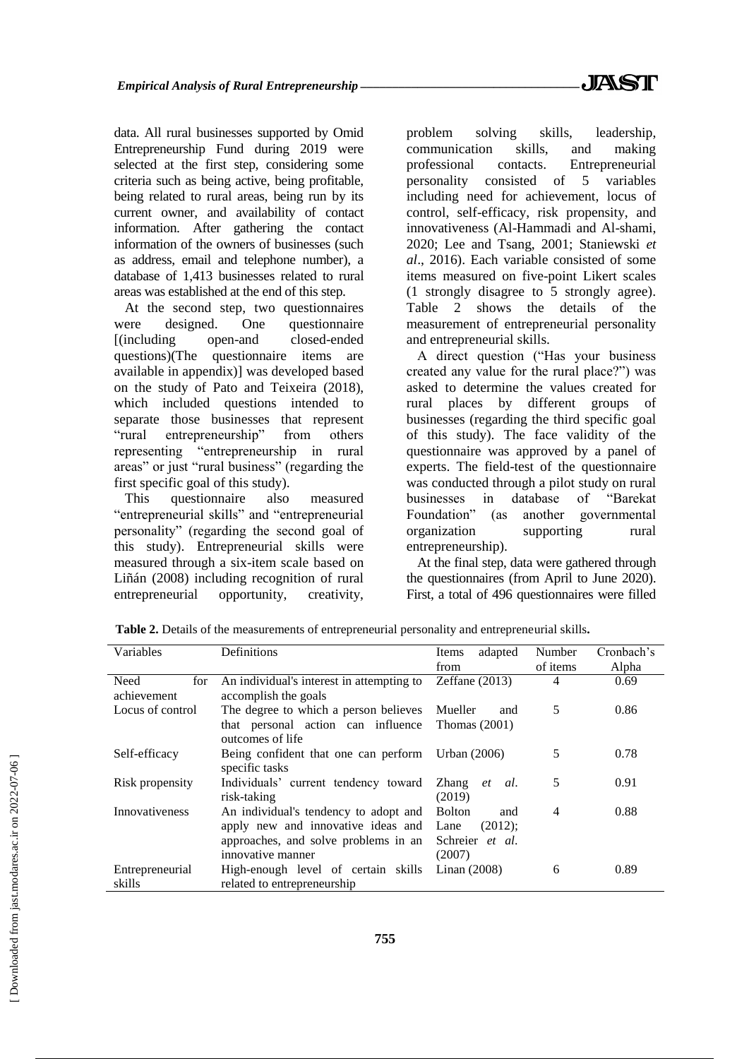data. All rural businesses supported by Omid Entrepreneurship Fund during 2019 were selected at the first step, considering some criteria such as being active, being profitable, being related to rural areas, being run by its current owner, and availability of contact information. After gathering the contact information of the owners of businesses (such as address, email and telephone number), a database of 1,413 businesses related to rural areas was established at the end of this step.

At the second step, two questionnaires were designed. One questionnaire [(including open-and closed-ended questions)(The questionnaire items are available in appendix)] was developed based on the study of Pato and Teixeira (2018), which included questions intended to separate those businesses that represent "rural entrepreneurship" from others representing "entrepreneurship in rural areas" or just "rural business" (regarding the first specific goal of this study).

This questionnaire also measured "entrepreneurial skills" and "entrepreneurial personality" (regarding the second goal of this study). Entrepreneurial skills were measured through a six-item scale based on Liñán (2008) including recognition of rural entrepreneurial opportunity, creativity, problem solving skills, leadership, communication skills, and making professional contacts. Entrepreneurial personality consisted of 5 variables including need for achievement, locus of control, self-efficacy, risk propensity, and innovativeness (Al-Hammadi and Al-shami, 2020; Lee and Tsang, 2001; Staniewski *et al*., 2016). Each variable consisted of some items measured on five-point Likert scales (1 strongly disagree to 5 strongly agree). Table 2 shows the details of the measurement of entrepreneurial personality and entrepreneurial skills.

A direct question ("Has your business created any value for the rural place?") was asked to determine the values created for rural places by different groups of businesses (regarding the third specific goal of this study). The face validity of the questionnaire was approved by a panel of experts. The field-test of the questionnaire was conducted through a pilot study on rural businesses in database of "Barekat Foundation" (as another governmental organization supporting rural entrepreneurship).

At the final step, data were gathered through the questionnaires (from April to June 2020). First, a total of 496 questionnaires were filled

**Table 2.** Details of the measurements of entrepreneurial personality and entrepreneurial skills**.**

| Variables | Definitions | Items adapted from | Number of items | Cronbach's Alpha |
|---|---|---|---|---|
| Need for achievement | An individual's interest in attempting to accomplish the goals | Zeffane (2013) | 4 | 0.69 |
| Locus of control | The degree to which a person believes that personal action can influence outcomes of life | Mueller and Thomas (2001) | 5 | 0.86 |
| Self-efficacy | Being confident that one can perform specific tasks | Urban (2006) | 5 | 0.78 |
| Risk propensity | Individuals' current tendency toward risk-taking | Zhang *et al*. (2019) | 5 | 0.91 |
| Innovativeness | An individual's tendency to adopt and apply new and innovative ideas and approaches, and solve problems in an innovative manner | Bolton and Lane (2012); Schreier *et al*. (2007) | 4 | 0.88 |
| Entrepreneurial skills | High-enough level of certain skills related to entrepreneurship | Linan (2008) | 6 | 0.89 |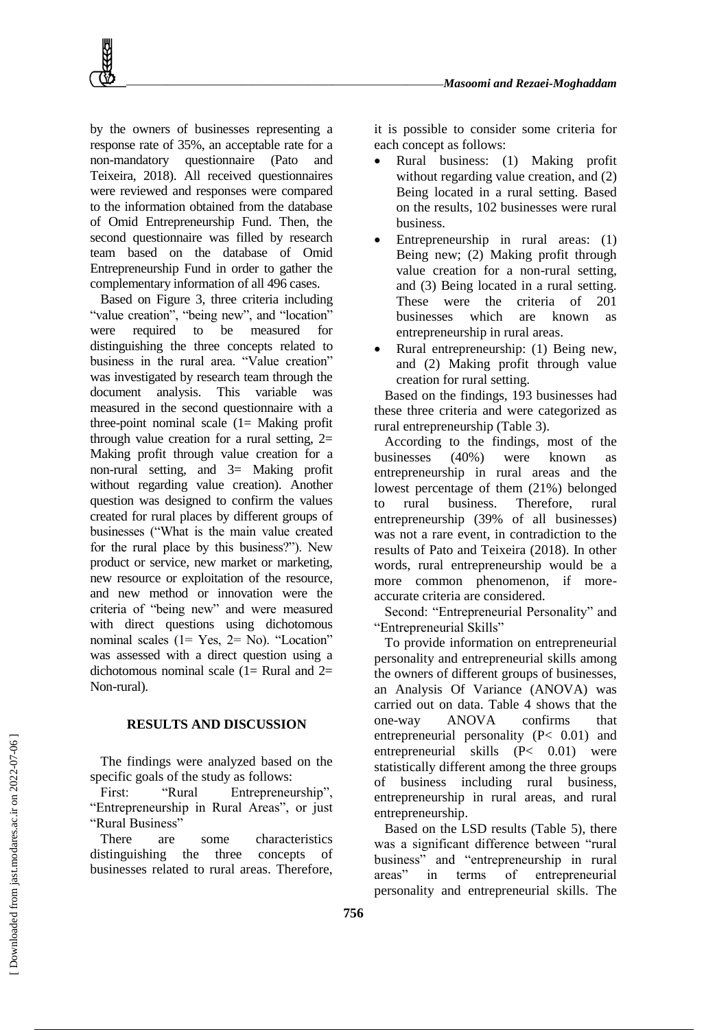by the owners of businesses representing a response rate of 35%, an acceptable rate for a non-mandatory questionnaire (Pato and Teixeira, 2018). All received questionnaires were reviewed and responses were compared to the information obtained from the database of Omid Entrepreneurship Fund. Then, the second questionnaire was filled by research team based on the database of Omid Entrepreneurship Fund in order to gather the complementary information of all 496 cases.

Based on Figure 3, three criteria including "value creation", "being new", and "location" were required to be measured for distinguishing the three concepts related to business in the rural area. "Value creation" was investigated by research team through the document analysis. This variable was measured in the second questionnaire with a three-point nominal scale (1= Making profit through value creation for a rural setting, 2= Making profit through value creation for a non-rural setting, and 3= Making profit without regarding value creation). Another question was designed to confirm the values created for rural places by different groups of businesses ("What is the main value created for the rural place by this business?"). New product or service, new market or marketing, new resource or exploitation of the resource, and new method or innovation were the criteria of "being new" and were measured with direct questions using dichotomous nominal scales (1= Yes, 2= No). "Location" was assessed with a direct question using a dichotomous nominal scale (1= Rural and 2= Non-rural).

## RESULTS AND DISCUSSION

The findings were analyzed based on the specific goals of the study as follows:

First: "Rural Entrepreneurship", "Entrepreneurship in Rural Areas", or just "Rural Business"

There are some characteristics distinguishing the three concepts of businesses related to rural areas. Therefore, it is possible to consider some criteria for each concept as follows:

- Rural business: (1) Making profit without regarding value creation, and (2) Being located in a rural setting. Based on the results, 102 businesses were rural business.
- Entrepreneurship in rural areas: (1) Being new; (2) Making profit through value creation for a non-rural setting, and (3) Being located in a rural setting. These were the criteria of 201 businesses which are known as entrepreneurship in rural areas.
- Rural entrepreneurship: (1) Being new, and (2) Making profit through value creation for rural setting.

Based on the findings, 193 businesses had these three criteria and were categorized as rural entrepreneurship (Table 3).

According to the findings, most of the businesses (40%) were known as entrepreneurship in rural areas and the lowest percentage of them (21%) belonged to rural business. Therefore, rural entrepreneurship (39% of all businesses) was not a rare event, in contradiction to the results of Pato and Teixeira (2018). In other words, rural entrepreneurship would be a more common phenomenon, if more-accurate criteria are considered.

Second: "Entrepreneurial Personality" and "Entrepreneurial Skills"

To provide information on entrepreneurial personality and entrepreneurial skills among the owners of different groups of businesses, an Analysis Of Variance (ANOVA) was carried out on data. Table 4 shows that the one-way ANOVA confirms that entrepreneurial personality ($P< 0.01$) and entrepreneurial skills ($P< 0.01$) were statistically different among the three groups of business including rural business, entrepreneurship in rural areas, and rural entrepreneurship.

Based on the LSD results (Table 5), there was a significant difference between "rural business" and "entrepreneurship in rural areas" in terms of entrepreneurial personality and entrepreneurial skills. The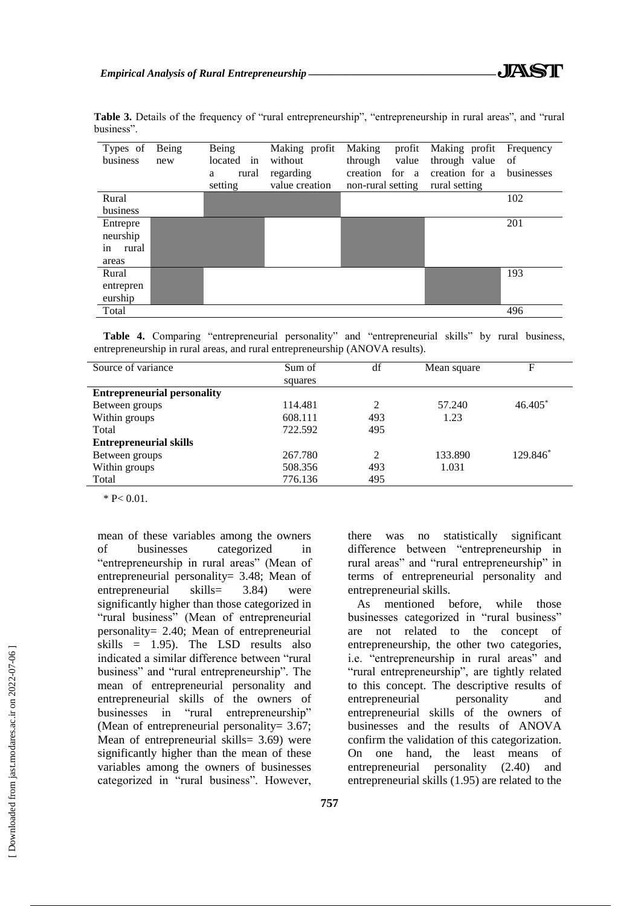**Table 3.** Details of the frequency of "rural entrepreneurship", "entrepreneurship in rural areas", and "rural business".

| Types of business | Being new | Being located in a rural setting | Making profit without regarding value creation | Making profit through value creation for a non-rural setting | Making profit through value creation for a rural setting | Frequency of businesses |
|---|---|---|---|---|---|---|
| Rural business | | ■ | ■ | | | 102 |
| Entrepreneurship in rural areas | ■ | ■ | | ■ | | 201 |
| Rural entrepreneurship | ■ | | | | ■ | 193 |
| Total | | | | | | 496 |

**Table 4.** Comparing "entrepreneurial personality" and "entrepreneurial skills" by rural business, entrepreneurship in rural areas, and rural entrepreneurship (ANOVA results).

| Source of variance | Sum of squares | df | Mean square | F |
|---|---|---|---|---|
| **Entrepreneurial personality** | | | | |
| Between groups | 114.481 | 2 | 57.240 | 46.405* |
| Within groups | 608.111 | 493 | 1.23 | |
| Total | 722.592 | 495 | | |
| **Entrepreneurial skills** | | | | |
| Between groups | 267.780 | 2 | 133.890 | 129.846* |
| Within groups | 508.356 | 493 | 1.031 | |
| Total | 776.136 | 495 | | |

* $P < 0.01$.

mean of these variables among the owners of businesses categorized in "entrepreneurship in rural areas" (Mean of entrepreneurial personality= 3.48; Mean of entrepreneurial skills= 3.84) were significantly higher than those categorized in "rural business" (Mean of entrepreneurial personality= 2.40; Mean of entrepreneurial skills = 1.95). The LSD results also indicated a similar difference between "rural business" and "rural entrepreneurship". The mean of entrepreneurial personality and entrepreneurial skills of the owners of businesses in "rural entrepreneurship" (Mean of entrepreneurial personality= 3.67; Mean of entrepreneurial skills= 3.69) were significantly higher than the mean of these variables among the owners of businesses categorized in "rural business". However, there was no statistically significant difference between "entrepreneurship in rural areas" and "rural entrepreneurship" in terms of entrepreneurial personality and entrepreneurial skills.

As mentioned before, while those businesses categorized in "rural business" are not related to the concept of entrepreneurship, the other two categories, i.e. "entrepreneurship in rural areas" and "rural entrepreneurship", are tightly related to this concept. The descriptive results of entrepreneurial personality and entrepreneurial skills of the owners of businesses and the results of ANOVA confirm the validation of this categorization. On one hand, the least means of entrepreneurial personality (2.40) and entrepreneurial skills (1.95) are related to the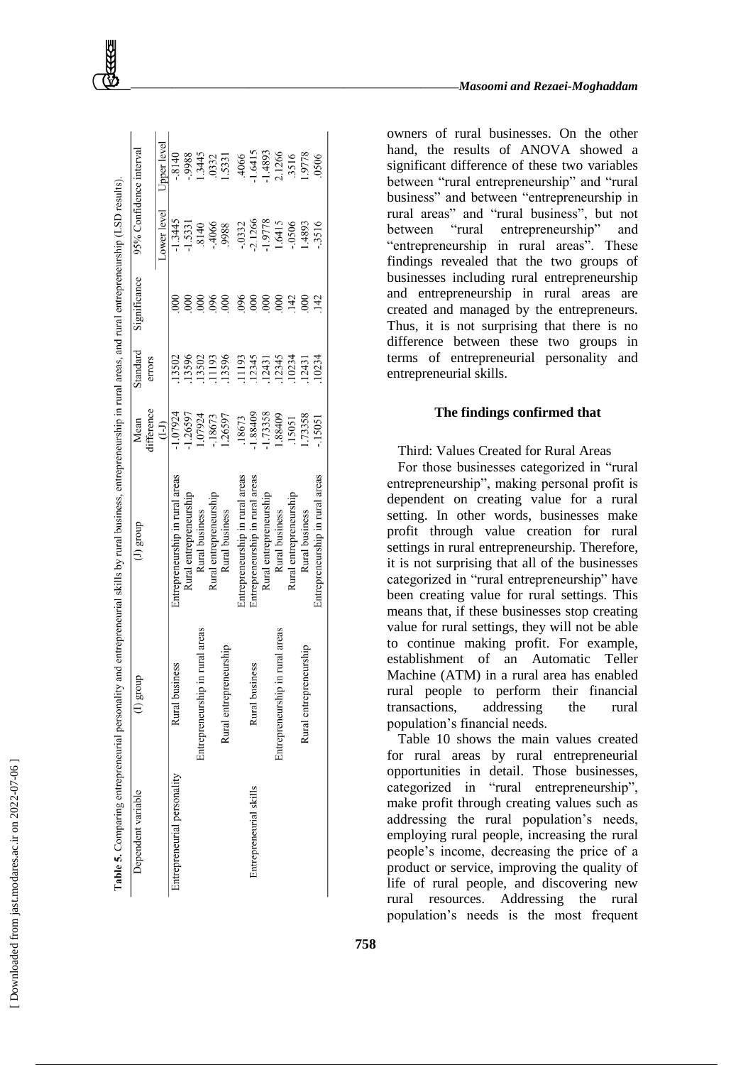**Table 5.** Comparing entrepreneurial personality and entrepreneurial skills by rural business, entrepreneurship in rural areas, and rural entrepreneurship (LSD results).

| Dependent variable | (I) group | (J) group | Mean difference (I-J) | Standard errors | Significance | 95% Confidence interval | |
|---|---|---|---|---|---|---|---|
| | | | | | | Lower level | Upper level |
| Entrepreneurial personality | Rural business | Entrepreneurship in rural areas | -1.07924 | .13502 | .000 | -1.3445 | -.8140 |
| | | Rural entrepreneurship | -1.26597 | .13596 | .000 | -1.5331 | -.9988 |
| | Entrepreneurship in rural areas | Rural business | 1.07924 | .13502 | .000 | .8140 | 1.3445 |
| | | Rural entrepreneurship | -.18673 | .11193 | .096 | -.4066 | .0332 |
| | Rural entrepreneurship | Rural business | 1.26597 | .13596 | .000 | .9988 | 1.5331 |
| | | Entrepreneurship in rural areas | .18673 | .11193 | .096 | -.0332 | .4066 |
| Entrepreneurial skills | Rural business | Entrepreneurship in rural areas | -1.88409 | .12345 | .000 | -2.1266 | -1.6415 |
| | | Rural entrepreneurship | -1.73358 | .12431 | .000 | -1.9778 | -1.4893 |
| | Entrepreneurship in rural areas | Rural business | 1.88409 | .12345 | .000 | 1.6415 | 2.1266 |
| | | Rural entrepreneurship | .15051 | .10234 | .142 | -.0506 | .3516 |
| | Rural entrepreneurship | Rural business | 1.73358 | .12431 | .000 | 1.4893 | 1.9778 |
| | | Entrepreneurship in rural areas | -.15051 | .10234 | .142 | -.3516 | .0506 |

owners of rural businesses. On the other hand, the results of ANOVA showed a significant difference of these two variables between "rural entrepreneurship" and "rural business" and between "entrepreneurship in rural areas" and "rural business", but not between "rural entrepreneurship" and "entrepreneurship in rural areas". These findings revealed that the two groups of businesses including rural entrepreneurship and entrepreneurship in rural areas are created and managed by the entrepreneurs. Thus, it is not surprising that there is no difference between these two groups in terms of entrepreneurial personality and entrepreneurial skills.

**The findings confirmed that**

Third: Values Created for Rural Areas

For those businesses categorized in "rural entrepreneurship", making personal profit is dependent on creating value for a rural setting. In other words, businesses make profit through value creation for rural settings in rural entrepreneurship. Therefore, it is not surprising that all of the businesses categorized in "rural entrepreneurship" have been creating value for rural settings. This means that, if these businesses stop creating value for rural settings, they will not be able to continue making profit. For example, establishment of an Automatic Teller Machine (ATM) in a rural area has enabled rural people to perform their financial transactions, addressing the rural population's financial needs.

Table 10 shows the main values created for rural areas by rural entrepreneurial opportunities in detail. Those businesses, categorized in "rural entrepreneurship", make profit through creating values such as addressing the rural population's needs, employing rural people, increasing the rural people's income, decreasing the price of a product or service, improving the quality of life of rural people, and discovering new rural resources. Addressing the rural population's needs is the most frequent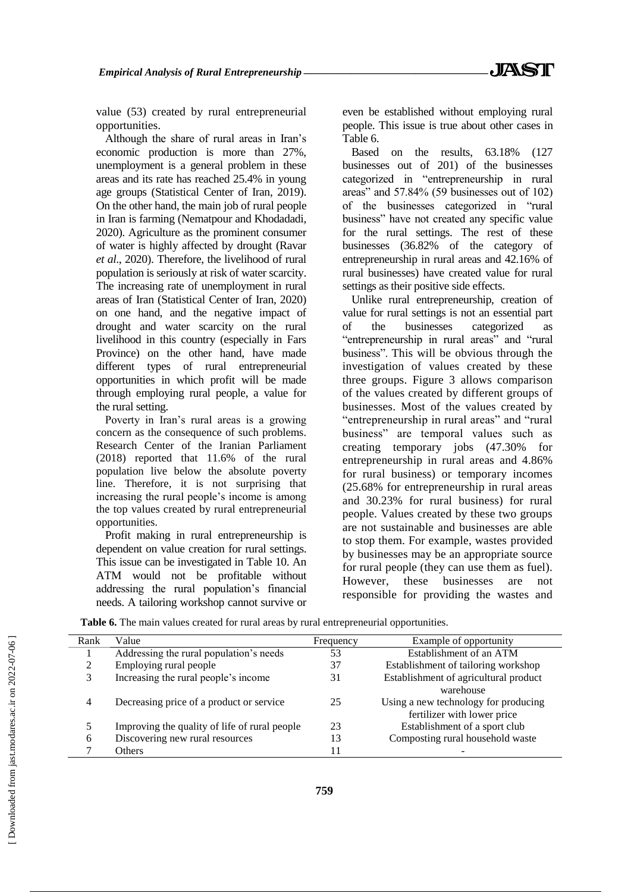value (53) created by rural entrepreneurial opportunities.

Although the share of rural areas in Iran's economic production is more than 27%, unemployment is a general problem in these areas and its rate has reached 25.4% in young age groups (Statistical Center of Iran, 2019). On the other hand, the main job of rural people in Iran is farming (Nematpour and Khodadadi, 2020). Agriculture as the prominent consumer of water is highly affected by drought (Ravar *et al*., 2020). Therefore, the livelihood of rural population is seriously at risk of water scarcity. The increasing rate of unemployment in rural areas of Iran (Statistical Center of Iran, 2020) on one hand, and the negative impact of drought and water scarcity on the rural livelihood in this country (especially in Fars Province) on the other hand, have made different types of rural entrepreneurial opportunities in which profit will be made through employing rural people, a value for the rural setting.

Poverty in Iran's rural areas is a growing concern as the consequence of such problems. Research Center of the Iranian Parliament (2018) reported that 11.6% of the rural population live below the absolute poverty line. Therefore, it is not surprising that increasing the rural people's income is among the top values created by rural entrepreneurial opportunities.

Profit making in rural entrepreneurship is dependent on value creation for rural settings. This issue can be investigated in Table 10. An ATM would not be profitable without addressing the rural population's financial needs. A tailoring workshop cannot survive or even be established without employing rural people. This issue is true about other cases in Table 6.

Based on the results, 63.18% (127 businesses out of 201) of the businesses categorized in "entrepreneurship in rural areas" and 57.84% (59 businesses out of 102) of the businesses categorized in "rural business" have not created any specific value for the rural settings. The rest of these businesses (36.82% of the category of entrepreneurship in rural areas and 42.16% of rural businesses) have created value for rural settings as their positive side effects.

Unlike rural entrepreneurship, creation of value for rural settings is not an essential part of the businesses categorized as "entrepreneurship in rural areas" and "rural business". This will be obvious through the investigation of values created by these three groups. Figure 3 allows comparison of the values created by different groups of businesses. Most of the values created by "entrepreneurship in rural areas" and "rural business" are temporal values such as creating temporary jobs (47.30% for entrepreneurship in rural areas and 4.86% for rural business) or temporary incomes (25.68% for entrepreneurship in rural areas and 30.23% for rural business) for rural people. Values created by these two groups are not sustainable and businesses are able to stop them. For example, wastes provided by businesses may be an appropriate source for rural people (they can use them as fuel). However, these businesses are not responsible for providing the wastes and

**Table 6.** The main values created for rural areas by rural entrepreneurial opportunities.

| Rank | Value | Frequency | Example of opportunity |
|---|---|---|---|
| 1 | Addressing the rural population's needs | 53 | Establishment of an ATM |
| 2 | Employing rural people | 37 | Establishment of tailoring workshop |
| 3 | Increasing the rural people's income | 31 | Establishment of agricultural product warehouse |
| 4 | Decreasing price of a product or service | 25 | Using a new technology for producing fertilizer with lower price |
| 5 | Improving the quality of life of rural people | 23 | Establishment of a sport club |
| 6 | Discovering new rural resources | 13 | Composting rural household waste |
| 7 | Others | 11 | - |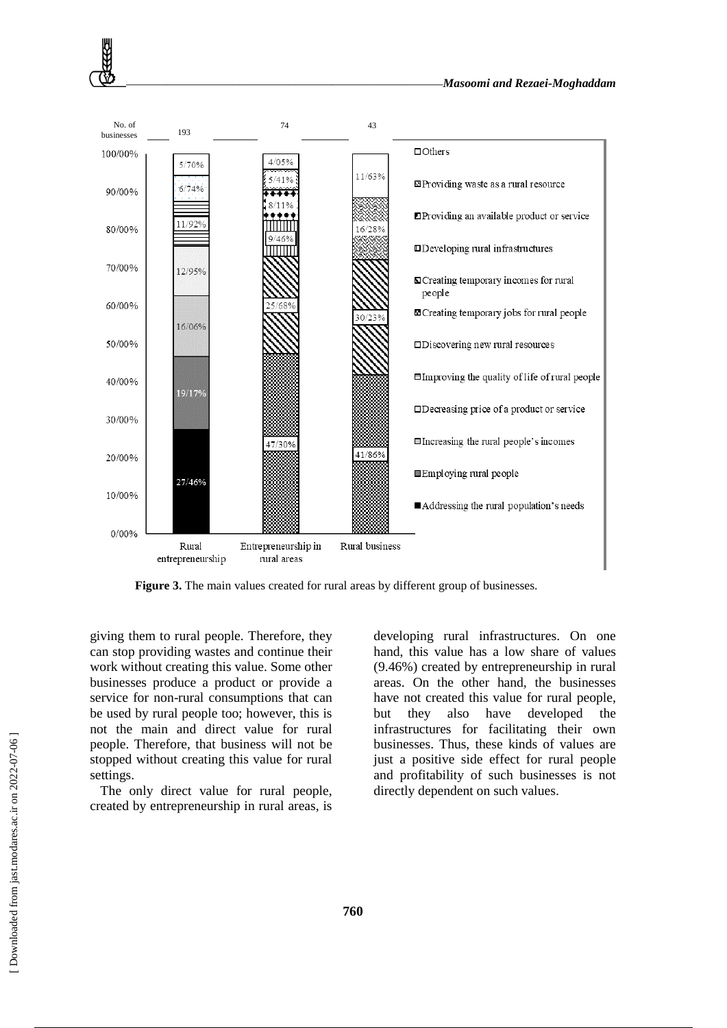**Figure 3.** The main values created for rural areas by different group of businesses.

giving them to rural people. Therefore, they can stop providing wastes and continue their work without creating this value. Some other businesses produce a product or provide a service for non-rural consumptions that can be used by rural people too; however, this is not the main and direct value for rural people. Therefore, that business will not be stopped without creating this value for rural settings.

The only direct value for rural people, created by entrepreneurship in rural areas, is developing rural infrastructures. On one hand, this value has a low share of values (9.46%) created by entrepreneurship in rural areas. On the other hand, the businesses have not created this value for rural people, but they also have developed the infrastructures for facilitating their own businesses. Thus, these kinds of values are just a positive side effect for rural people and profitability of such businesses is not directly dependent on such values.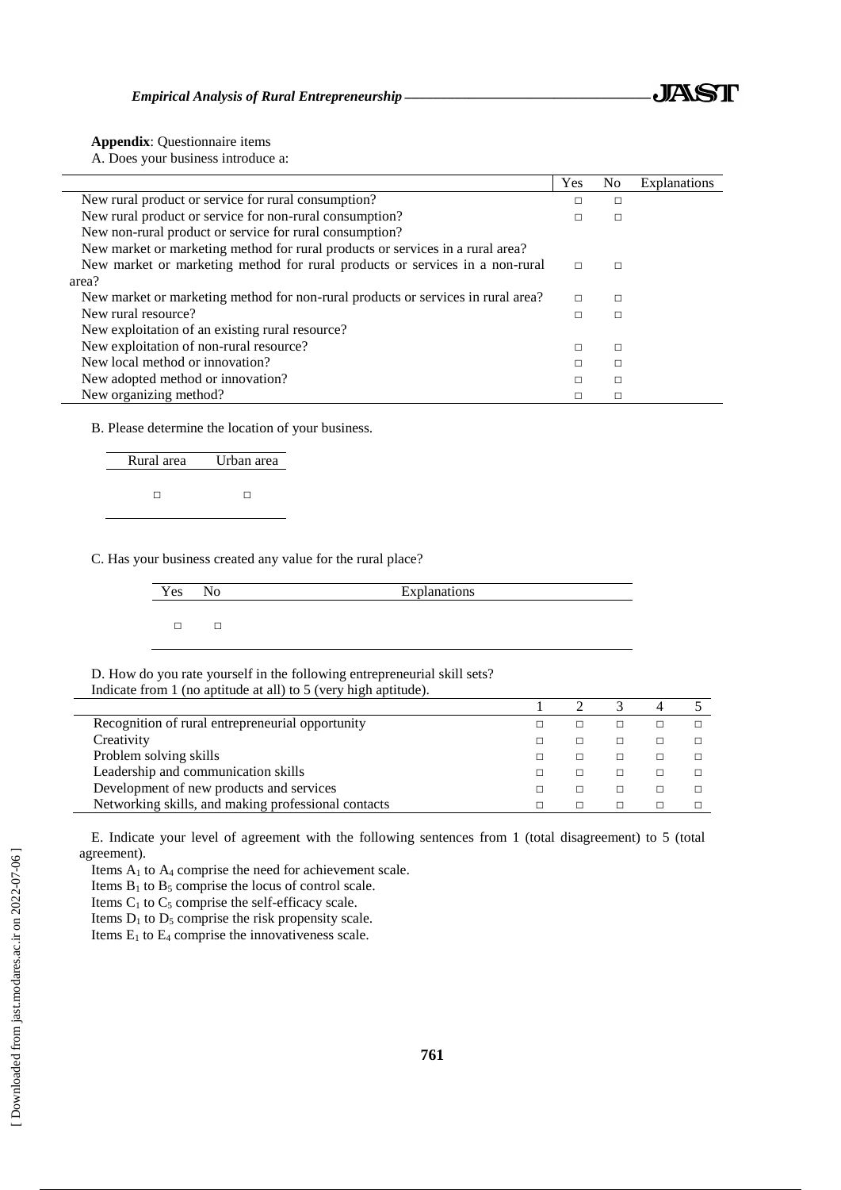**Appendix**: Questionnaire items

A. Does your business introduce a:

| | Yes | No | Explanations |
|---|---|---|---|
| New rural product or service for rural consumption? | □ | □ | |
| New rural product or service for non-rural consumption? | □ | □ | |
| New non-rural product or service for rural consumption? | | | |
| New market or marketing method for rural products or services in a rural area? | | | |
| New market or marketing method for rural products or services in a non-rural area? | □ | □ | |
| New market or marketing method for non-rural products or services in rural area? | □ | □ | |
| New rural resource? | □ | □ | |
| New exploitation of an existing rural resource? | | | |
| New exploitation of non-rural resource? | □ | □ | |
| New local method or innovation? | □ | □ | |
| New adopted method or innovation? | □ | □ | |
| New organizing method? | □ | □ | |

B. Please determine the location of your business.

| Rural area | Urban area |
|---|---|
| □ | □ |

C. Has your business created any value for the rural place?

| Yes | No | Explanations |
|---|---|---|
| □ | □ | |

D. How do you rate yourself in the following entrepreneurial skill sets?
Indicate from 1 (no aptitude at all) to 5 (very high aptitude).

| | 1 | 2 | 3 | 4 | 5 |
|---|---|---|---|---|---|
| Recognition of rural entrepreneurial opportunity | □ | □ | □ | □ | □ |
| Creativity | □ | □ | □ | □ | □ |
| Problem solving skills | □ | □ | □ | □ | □ |
| Leadership and communication skills | □ | □ | □ | □ | □ |
| Development of new products and services | □ | □ | □ | □ | □ |
| Networking skills, and making professional contacts | □ | □ | □ | □ | □ |

E. Indicate your level of agreement with the following sentences from 1 (total disagreement) to 5 (total agreement).

Items $A_1$ to $A_4$ comprise the need for achievement scale.

Items $B_1$ to $B_5$ comprise the locus of control scale.

Items $C_1$ to $C_5$ comprise the self-efficacy scale.

Items $D_1$ to $D_5$ comprise the risk propensity scale.

Items $E_1$ to $E_4$ comprise the innovativeness scale.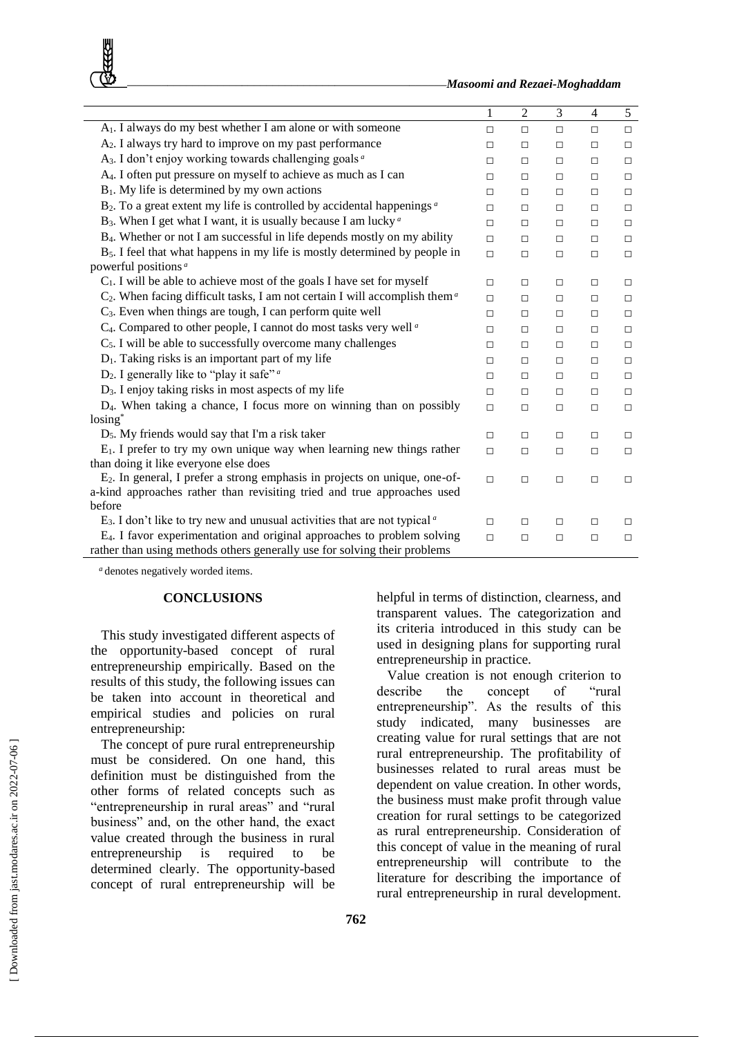| | 1 | 2 | 3 | 4 | 5 |
|---|---|---|---|---|---|
| $A_1$. I always do my best whether I am alone or with someone | □ | □ | □ | □ | □ |
| $A_2$. I always try hard to improve on my past performance | □ | □ | □ | □ | □ |
| $A_3$. I don't enjoy working towards challenging goals [a] | □ | □ | □ | □ | □ |
| $A_4$. I often put pressure on myself to achieve as much as I can | □ | □ | □ | □ | □ |
| $B_1$. My life is determined by my own actions | □ | □ | □ | □ | □ |
| $B_2$. To a great extent my life is controlled by accidental happenings [a] | □ | □ | □ | □ | □ |
| $B_3$. When I get what I want, it is usually because I am lucky [a] | □ | □ | □ | □ | □ |
| $B_4$. Whether or not I am successful in life depends mostly on my ability | □ | □ | □ | □ | □ |
| $B_5$. I feel that what happens in my life is mostly determined by people in powerful positions [a] | □ | □ | □ | □ | □ |
| $C_1$. I will be able to achieve most of the goals I have set for myself | □ | □ | □ | □ | □ |
| $C_2$. When facing difficult tasks, I am not certain I will accomplish them [a] | □ | □ | □ | □ | □ |
| $C_3$. Even when things are tough, I can perform quite well | □ | □ | □ | □ | □ |
| $C_4$. Compared to other people, I cannot do most tasks very well [a] | □ | □ | □ | □ | □ |
| $C_5$. I will be able to successfully overcome many challenges | □ | □ | □ | □ | □ |
| $D_1$. Taking risks is an important part of my life | □ | □ | □ | □ | □ |
| $D_2$. I generally like to "play it safe" [a] | □ | □ | □ | □ | □ |
| $D_3$. I enjoy taking risks in most aspects of my life | □ | □ | □ | □ | □ |
| $D_4$. When taking a chance, I focus more on winning than on possibly losing* | □ | □ | □ | □ | □ |
| $D_5$. My friends would say that I'm a risk taker | □ | □ | □ | □ | □ |
| $E_1$. I prefer to try my own unique way when learning new things rather than doing it like everyone else does | □ | □ | □ | □ | □ |
| $E_2$. In general, I prefer a strong emphasis in projects on unique, one-of-a-kind approaches rather than revisiting tried and true approaches used before | □ | □ | □ | □ | □ |
| $E_3$. I don't like to try new and unusual activities that are not typical [a] | □ | □ | □ | □ | □ |
| $E_4$. I favor experimentation and original approaches to problem solving rather than using methods others generally use for solving their problems | □ | □ | □ | □ | □ |

[a] denotes negatively worded items.

## CONCLUSIONS

This study investigated different aspects of the opportunity-based concept of rural entrepreneurship empirically. Based on the results of this study, the following issues can be taken into account in theoretical and empirical studies and policies on rural entrepreneurship:

The concept of pure rural entrepreneurship must be considered. On one hand, this definition must be distinguished from the other forms of related concepts such as "entrepreneurship in rural areas" and "rural business" and, on the other hand, the exact value created through the business in rural entrepreneurship is required to be determined clearly. The opportunity-based concept of rural entrepreneurship will be helpful in terms of distinction, clearness, and transparent values. The categorization and its criteria introduced in this study can be used in designing plans for supporting rural entrepreneurship in practice.

Value creation is not enough criterion to describe the concept of "rural entrepreneurship". As the results of this study indicated, many businesses are creating value for rural settings that are not rural entrepreneurship. The profitability of businesses related to rural areas must be dependent on value creation. In other words, the business must make profit through value creation for rural settings to be categorized as rural entrepreneurship. Consideration of this concept of value in the meaning of rural entrepreneurship will contribute to the literature for describing the importance of rural entrepreneurship in rural development.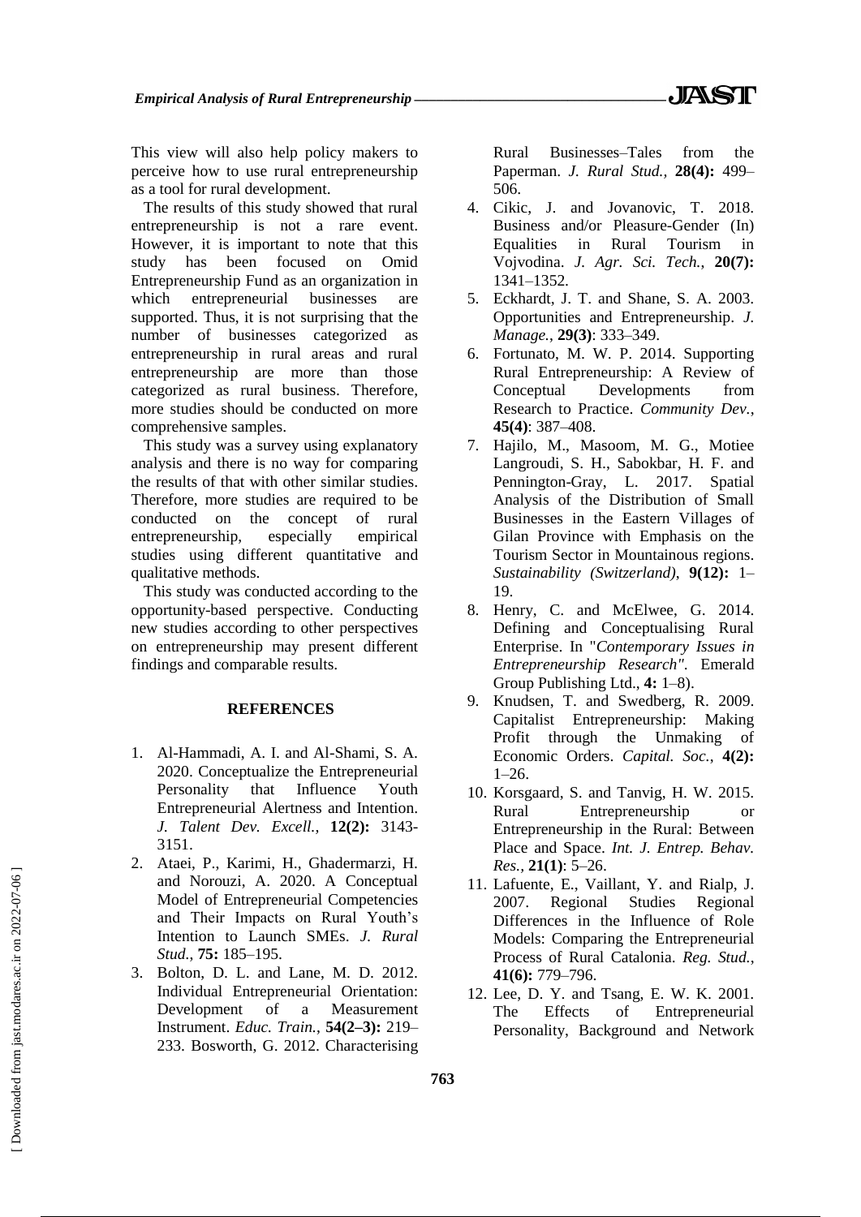This view will also help policy makers to perceive how to use rural entrepreneurship as a tool for rural development.

The results of this study showed that rural entrepreneurship is not a rare event. However, it is important to note that this study has been focused on Omid Entrepreneurship Fund as an organization in which entrepreneurial businesses are supported. Thus, it is not surprising that the number of businesses categorized as entrepreneurship in rural areas and rural entrepreneurship are more than those categorized as rural business. Therefore, more studies should be conducted on more comprehensive samples.

This study was a survey using explanatory analysis and there is no way for comparing the results of that with other similar studies. Therefore, more studies are required to be conducted on the concept of rural entrepreneurship, especially empirical studies using different quantitative and qualitative methods.

This study was conducted according to the opportunity-based perspective. Conducting new studies according to other perspectives on entrepreneurship may present different findings and comparable results.

## REFERENCES

1. Al-Hammadi, A. I. and Al-Shami, S. A. 2020. Conceptualize the Entrepreneurial Personality that Influence Youth Entrepreneurial Alertness and Intention. *J. Talent Dev. Excell.*, **12(2):** 3143-3151.
2. Ataei, P., Karimi, H., Ghadermarzi, H. and Norouzi, A. 2020. A Conceptual Model of Entrepreneurial Competencies and Their Impacts on Rural Youth's Intention to Launch SMEs. *J. Rural Stud.*, **75:** 185–195.
3. Bolton, D. L. and Lane, M. D. 2012. Individual Entrepreneurial Orientation: Development of a Measurement Instrument. *Educ. Train.*, **54(2–3):** 219–233. Bosworth, G. 2012. Characterising Rural Businesses–Tales from the Paperman. *J. Rural Stud.,* **28(4):** 499–506.
4. Cikic, J. and Jovanovic, T. 2018. Business and/or Pleasure-Gender (In) Equalities in Rural Tourism in Vojvodina. *J. Agr. Sci. Tech.*, **20(7):** 1341–1352.
5. Eckhardt, J. T. and Shane, S. A. 2003. Opportunities and Entrepreneurship. *J. Manage.*, **29(3)**: 333–349.
6. Fortunato, M. W. P. 2014. Supporting Rural Entrepreneurship: A Review of Conceptual Developments from Research to Practice. *Community Dev.*, **45(4)**: 387–408.
7. Hajilo, M., Masoom, M. G., Motiee Langroudi, S. H., Sabokbar, H. F. and Pennington-Gray, L. 2017. Spatial Analysis of the Distribution of Small Businesses in the Eastern Villages of Gilan Province with Emphasis on the Tourism Sector in Mountainous regions. *Sustainability (Switzerland)*, **9(12):** 1–19.
8. Henry, C. and McElwee, G. 2014. Defining and Conceptualising Rural Enterprise. In "*Contemporary Issues in Entrepreneurship Research".* Emerald Group Publishing Ltd., **4:** 1–8).
9. Knudsen, T. and Swedberg, R. 2009. Capitalist Entrepreneurship: Making Profit through the Unmaking of Economic Orders. *Capital. Soc.*, **4(2):** 1–26.
10. Korsgaard, S. and Tanvig, H. W. 2015. Rural Entrepreneurship or Entrepreneurship in the Rural: Between Place and Space. *Int. J. Entrep. Behav. Res.*, **21(1)**: 5–26.
11. Lafuente, E., Vaillant, Y. and Rialp, J. 2007. Regional Studies Regional Differences in the Influence of Role Models: Comparing the Entrepreneurial Process of Rural Catalonia. *Reg. Stud.*, **41(6):** 779–796.
12. Lee, D. Y. and Tsang, E. W. K. 2001. The Effects of Entrepreneurial Personality, Background and Network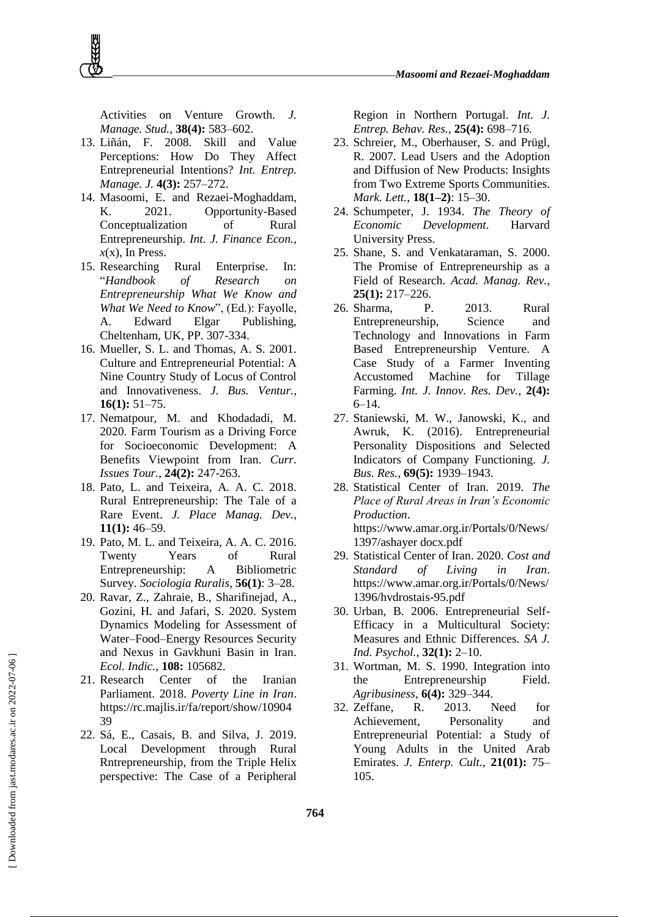Activities on Venture Growth. *J. Manage. Stud.*, **38(4):** 583–602.

13. Liñán, F. 2008. Skill and Value Perceptions: How Do They Affect Entrepreneurial Intentions? *Int. Entrep. Manage. J.* **4(3):** 257–272.
14. Masoomi, E. and Rezaei-Moghaddam, K. 2021. Opportunity-Based Conceptualization of Rural Entrepreneurship. *Int. J. Finance Econ.*, *x*(x), In Press.
15. Researching Rural Enterprise. In: "*Handbook of Research on Entrepreneurship What We Know and What We Need to Know*", (Ed.): Fayolle, A. Edward Elgar Publishing, Cheltenham, UK, PP. 307-334.
16. Mueller, S. L. and Thomas, A. S. 2001. Culture and Entrepreneurial Potential: A Nine Country Study of Locus of Control and Innovativeness. *J. Bus. Ventur.*, **16(1):** 51–75.
17. Nematpour, M. and Khodadadi, M. 2020. Farm Tourism as a Driving Force for Socioeconomic Development: A Benefits Viewpoint from Iran. *Curr. Issues Tour.*, **24(2):** 247-263.
18. Pato, L. and Teixeira, A. A. C. 2018. Rural Entrepreneurship: The Tale of a Rare Event. *J. Place Manag. Dev.*, **11(1):** 46–59.
19. Pato, M. L. and Teixeira, A. A. C. 2016. Twenty Years of Rural Entrepreneurship: A Bibliometric Survey. *Sociologia Ruralis*, **56(1)**: 3–28.
20. Ravar, Z., Zahraie, B., Sharifinejad, A., Gozini, H. and Jafari, S. 2020. System Dynamics Modeling for Assessment of Water–Food–Energy Resources Security and Nexus in Gavkhuni Basin in Iran. *Ecol. Indic.,* **108:** 105682.
21. Research Center of the Iranian Parliament. 2018. *Poverty Line in Iran*. https://rc.majlis.ir/fa/report/show/1090439
22. Sá, E., Casais, B. and Silva, J. 2019. Local Development through Rural Rntrepreneurship, from the Triple Helix perspective: The Case of a Peripheral Region in Northern Portugal. *Int. J. Entrep. Behav. Res.*, **25(4):** 698–716.
23. Schreier, M., Oberhauser, S. and Prügl, R. 2007. Lead Users and the Adoption and Diffusion of New Products: Insights from Two Extreme Sports Communities. *Mark. Lett.*, **18(1–2)**: 15–30.
24. Schumpeter, J. 1934. *The Theory of Economic Development*. Harvard University Press.
25. Shane, S. and Venkataraman, S. 2000. The Promise of Entrepreneurship as a Field of Research. *Acad. Manag. Rev.*, **25(1):** 217–226.
26. Sharma, P. 2013. Rural Entrepreneurship, Science and Technology and Innovations in Farm Based Entrepreneurship Venture. A Case Study of a Farmer Inventing Accustomed Machine for Tillage Farming. *Int. J. Innov. Res. Dev.*, **2(4):** 6–14.
27. Staniewski, M. W., Janowski, K., and Awruk, K. (2016). Entrepreneurial Personality Dispositions and Selected Indicators of Company Functioning. *J. Bus. Res.*, **69(5):** 1939–1943.
28. Statistical Center of Iran. 2019. *The Place of Rural Areas in Iran's Economic Production*. https://www.amar.org.ir/Portals/0/News/1397/ashayer docx.pdf
29. Statistical Center of Iran. 2020. *Cost and Standard of Living in Iran*. https://www.amar.org.ir/Portals/0/News/1396/hvdrostais-95.pdf
30. Urban, B. 2006. Entrepreneurial Self-Efficacy in a Multicultural Society: Measures and Ethnic Differences. *SA J. Ind. Psychol.*, **32(1):** 2–10.
31. Wortman, M. S. 1990. Integration into the Entrepreneurship Field. *Agribusiness*, **6(4):** 329–344.
32. Zeffane, R. 2013. Need for Achievement, Personality and Entrepreneurial Potential: a Study of Young Adults in the United Arab Emirates. *J. Enterp. Cult.*, **21(01):** 75–105.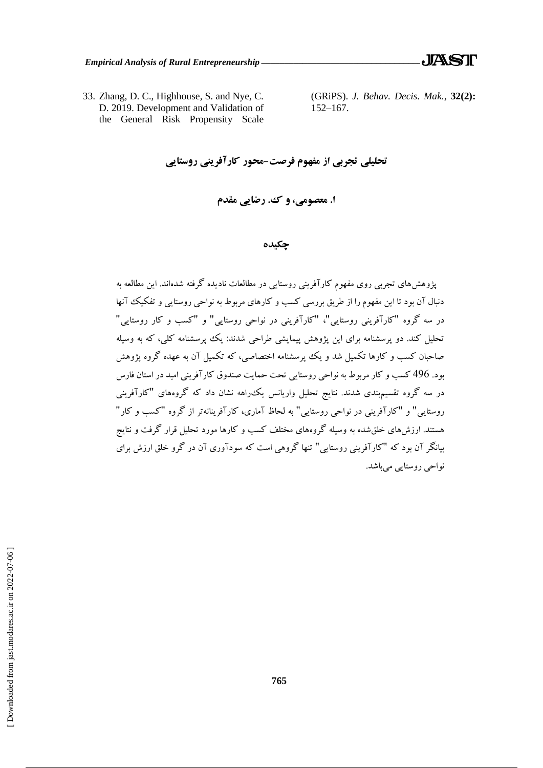33. Zhang, D. C., Highhouse, S. and Nye, C. D. 2019. Development and Validation of the General Risk Propensity Scale (GRiPS). *J. Behav. Decis. Mak.*, **32(2):** 152–167.

# تحلیلی تجربی از مفهوم فرصت-محور کارآفرینی روستایی

**ا. معصومی، و ک. رضایی مقدم**

## چکیده

پژوهش‌های تجربی روی مفهوم کارآفرینی روستایی در مطالعات نادیده گرفته شده‌اند. این مطالعه به دنبال آن بود تا این مفهوم را از طریق بررسی کسب و کارهای مربوط به نواحی روستایی و تفکیک آنها در سه گروه "کارآفرینی روستایی"، "کارآفرینی در نواحی روستایی" و "کسب و کار روستایی" تحلیل کند. دو پرسشنامه برای این پژوهش پیمایشی طراحی شدند: یک پرسشنامه کلی، که به وسیله صاحبان کسب و کارها تکمیل شد و یک پرسشنامه اختصاصی، که تکمیل آن به عهده گروه پژوهش بود. 496 کسب و کار مربوط به نواحی روستایی تحت حمایت صندوق کارآفرینی امید در استان فارس در سه گروه تقسیم‌بندی شدند. نتایج تحلیل واریانس یک‌راهه نشان داد که گروه‌های "کارآفرینی روستایی" و "کارآفرینی در نواحی روستایی" به لحاظ آماری، کارآفرینانه‌تر از گروه "کسب و کار" هستند. ارزش‌های خلق‌شده به وسیله گروه‌های مختلف کسب و کارها مورد تحلیل قرار گرفت و نتایج بیانگر آن بود که "کارآفرینی روستایی" تنها گروهی است که سودآوری آن در گرو خلق ارزش برای نواحی روستایی می‌باشد.